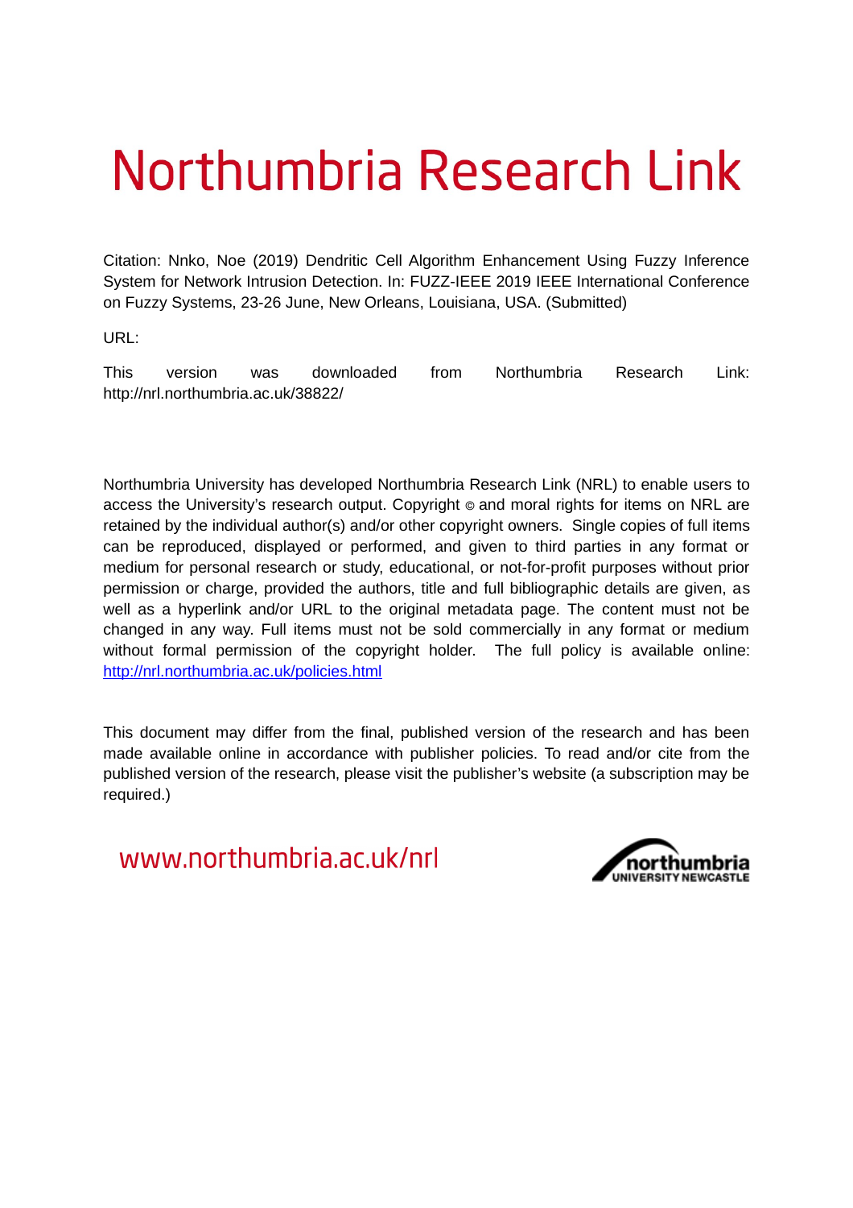# Northumbria Research Link

Citation: Nnko, Noe (2019) Dendritic Cell Algorithm Enhancement Using Fuzzy Inference System for Network Intrusion Detection. In: FUZZ-IEEE 2019 IEEE International Conference on Fuzzy Systems, 23-26 June, New Orleans, Louisiana, USA. (Submitted)

URL:

This version was downloaded from Northumbria Research Link: http://nrl.northumbria.ac.uk/38822/

Northumbria University has developed Northumbria Research Link (NRL) to enable users to access the University's research output. Copyright © and moral rights for items on NRL are retained by the individual author(s) and/or other copyright owners. Single copies of full items can be reproduced, displayed or performed, and given to third parties in any format or medium for personal research or study, educational, or not-for-profit purposes without prior permission or charge, provided the authors, title and full bibliographic details are given, as well as a hyperlink and/or URL to the original metadata page. The content must not be changed in any way. Full items must not be sold commercially in any format or medium without formal permission of the copyright holder. The full policy is available online: http://nrl.northumbria.ac.uk/policies.html

This document may differ from the final, published version of the research and has been made available online in accordance with publisher policies. To read and/or cite from the published version of the research, please visit the publisher's website (a subscription may be required.)

www.northumbria.ac.uk/nrl

northumbria UNIVERSITY NEWCASTLE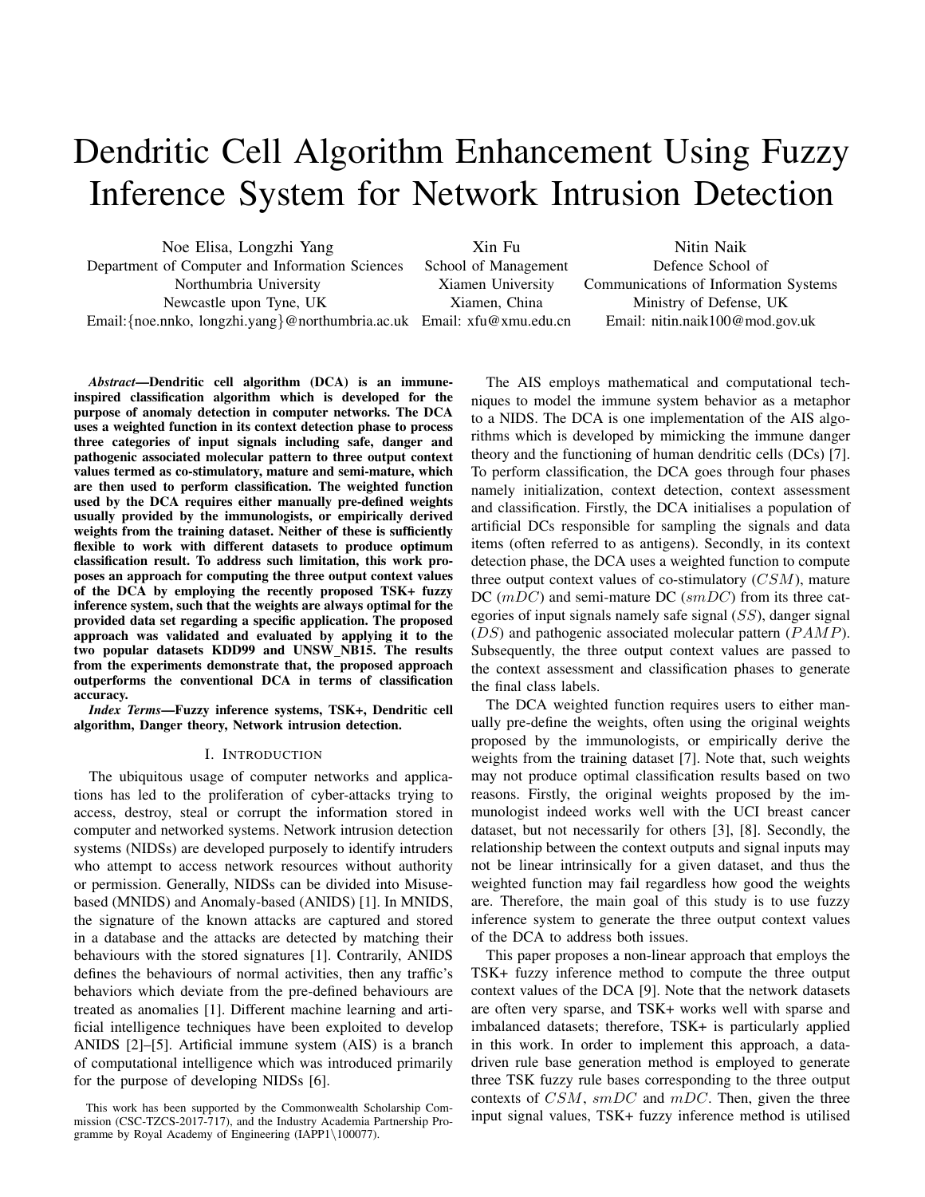# Dendritic Cell Algorithm Enhancement Using Fuzzy Inference System for Network Intrusion Detection

Noe Elisa, Longzhi Yang
Department of Computer and Information Sciences
Northumbria University
Newcastle upon Tyne, UK
Email:{noe.nnko, longzhi.yang}@northumbria.ac.uk

Xin Fu
School of Management
Xiamen University
Xiamen, China
Email: xfu@xmu.edu.cn

Nitin Naik
Defence School of
Communications of Information Systems
Ministry of Defense, UK
Email: nitin.naik100@mod.gov.uk

***Abstract*—Dendritic cell algorithm (DCA) is an immune-inspired classification algorithm which is developed for the purpose of anomaly detection in computer networks. The DCA uses a weighted function in its context detection phase to process three categories of input signals including safe, danger and pathogenic associated molecular pattern to three output context values termed as co-stimulatory, mature and semi-mature, which are then used to perform classification. The weighted function used by the DCA requires either manually pre-defined weights usually provided by the immunologists, or empirically derived weights from the training dataset. Neither of these is sufficiently flexible to work with different datasets to produce optimum classification result. To address such limitation, this work proposes an approach for computing the three output context values of the DCA by employing the recently proposed TSK+ fuzzy inference system, such that the weights are always optimal for the provided data set regarding a specific application. The proposed approach was validated and evaluated by applying it to the two popular datasets KDD99 and UNSW_NB15. The results from the experiments demonstrate that, the proposed approach outperforms the conventional DCA in terms of classification accuracy.**

***Index Terms*—Fuzzy inference systems, TSK+, Dendritic cell algorithm, Danger theory, Network intrusion detection.**

## I. Introduction

The ubiquitous usage of computer networks and applications has led to the proliferation of cyber-attacks trying to access, destroy, steal or corrupt the information stored in computer and networked systems. Network intrusion detection systems (NIDSs) are developed purposely to identify intruders who attempt to access network resources without authority or permission. Generally, NIDSs can be divided into Misuse-based (MNIDS) and Anomaly-based (ANIDS) [1]. In MNIDS, the signature of the known attacks are captured and stored in a database and the attacks are detected by matching their behaviours with the stored signatures [1]. Contrarily, ANIDS defines the behaviours of normal activities, then any traffic's behaviors which deviate from the pre-defined behaviours are treated as anomalies [1]. Different machine learning and artificial intelligence techniques have been exploited to develop ANIDS [2]–[5]. Artificial immune system (AIS) is a branch of computational intelligence which was introduced primarily for the purpose of developing NIDSs [6].

The AIS employs mathematical and computational techniques to model the immune system behavior as a metaphor to a NIDS. The DCA is one implementation of the AIS algorithms which is developed by mimicking the immune danger theory and the functioning of human dendritic cells (DCs) [7]. To perform classification, the DCA goes through four phases namely initialization, context detection, context assessment and classification. Firstly, the DCA initialises a population of artificial DCs responsible for sampling the signals and data items (often referred to as antigens). Secondly, in its context detection phase, the DCA uses a weighted function to compute three output context values of co-stimulatory ($CSM$), mature DC ($mDC$) and semi-mature DC ($smDC$) from its three categories of input signals namely safe signal ($SS$), danger signal ($DS$) and pathogenic associated molecular pattern ($PAMP$). Subsequently, the three output context values are passed to the context assessment and classification phases to generate the final class labels.

The DCA weighted function requires users to either manually pre-define the weights, often using the original weights proposed by the immunologists, or empirically derive the weights from the training dataset [7]. Note that, such weights may not produce optimal classification results based on two reasons. Firstly, the original weights proposed by the immunologist indeed works well with the UCI breast cancer dataset, but not necessarily for others [3], [8]. Secondly, the relationship between the context outputs and signal inputs may not be linear intrinsically for a given dataset, and thus the weighted function may fail regardless how good the weights are. Therefore, the main goal of this study is to use fuzzy inference system to generate the three output context values of the DCA to address both issues.

This paper proposes a non-linear approach that employs the TSK+ fuzzy inference method to compute the three output context values of the DCA [9]. Note that the network datasets are often very sparse, and TSK+ works well with sparse and imbalanced datasets; therefore, TSK+ is particularly applied in this work. In order to implement this approach, a data-driven rule base generation method is employed to generate three TSK fuzzy rule bases corresponding to the three output contexts of $CSM$, $smDC$ and $mDC$. Then, given the three input signal values, TSK+ fuzzy inference method is utilised

This work has been supported by the Commonwealth Scholarship Commission (CSC-TZCS-2017-717), and the Industry Academia Partnership Programme by Royal Academy of Engineering (IAPP1\100077).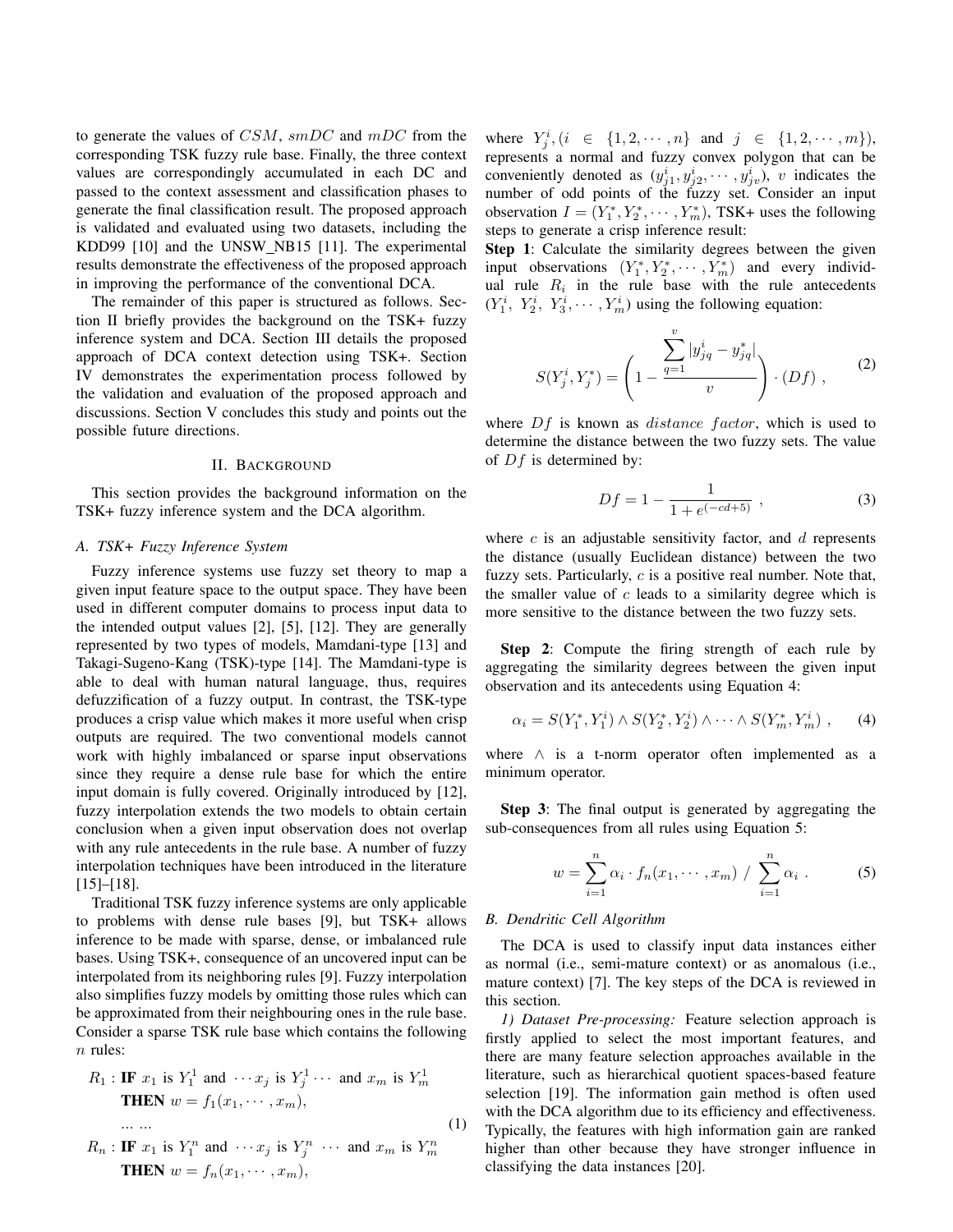to generate the values of $CSM$, $smDC$ and $mDC$ from the corresponding TSK fuzzy rule base. Finally, the three context values are correspondingly accumulated in each DC and passed to the context assessment and classification phases to generate the final classification result. The proposed approach is validated and evaluated using two datasets, including the KDD99 [10] and the UNSW_NB15 [11]. The experimental results demonstrate the effectiveness of the proposed approach in improving the performance of the conventional DCA.

The remainder of this paper is structured as follows. Section II briefly provides the background on the TSK+ fuzzy inference system and DCA. Section III details the proposed approach of DCA context detection using TSK+. Section IV demonstrates the experimentation process followed by the validation and evaluation of the proposed approach and discussions. Section V concludes this study and points out the possible future directions.

## II. Background

This section provides the background information on the TSK+ fuzzy inference system and the DCA algorithm.

### A. TSK+ Fuzzy Inference System

Fuzzy inference systems use fuzzy set theory to map a given input feature space to the output space. They have been used in different computer domains to process input data to the intended output values [2], [5], [12]. They are generally represented by two types of models, Mamdani-type [13] and Takagi-Sugeno-Kang (TSK)-type [14]. The Mamdani-type is able to deal with human natural language, thus, requires defuzzification of a fuzzy output. In contrast, the TSK-type produces a crisp value which makes it more useful when crisp outputs are required. The two conventional models cannot work with highly imbalanced or sparse input observations since they require a dense rule base for which the entire input domain is fully covered. Originally introduced by [12], fuzzy interpolation extends the two models to obtain certain conclusion when a given input observation does not overlap with any rule antecedents in the rule base. A number of fuzzy interpolation techniques have been introduced in the literature [15]–[18].

Traditional TSK fuzzy inference systems are only applicable to problems with dense rule bases [9], but TSK+ allows inference to be made with sparse, dense, or imbalanced rule bases. Using TSK+, consequence of an uncovered input can be interpolated from its neighboring rules [9]. Fuzzy interpolation also simplifies fuzzy models by omitting those rules which can be approximated from their neighbouring ones in the rule base. Consider a sparse TSK rule base which contains the following $n$ rules:

$$
\begin{aligned}
R_1 : & \textbf{ IF } x_1 \text{ is } Y_1^1 \text{ and } \cdots x_j \text{ is } Y_j^1 \cdots \text{ and } x_m \text{ is } Y_m^1 \\
& \textbf{ THEN } w = f_1(x_1, \cdots, x_m), \\
& \dots \dots \\
R_n : & \textbf{ IF } x_1 \text{ is } Y_1^n \text{ and } \cdots x_j \text{ is } Y_j^n \cdots \text{ and } x_m \text{ is } Y_m^n \\
& \textbf{ THEN } w = f_n(x_1, \cdots, x_m),
\end{aligned} \tag{1}
$$

where $Y_j^i, (i \in \{1, 2, \cdots, n\}$ and $j \in \{1, 2, \cdots, m\})$, represents a normal and fuzzy convex polygon that can be conveniently denoted as $(y_{j1}^i, y_{j2}^i, \cdots, y_{jv}^i)$, $v$ indicates the number of odd points of the fuzzy set. Consider an input observation $I = (Y_1^*, Y_2^*, \cdots, Y_m^*)$, TSK+ uses the following steps to generate a crisp inference result:

**Step 1**: Calculate the similarity degrees between the given input observations $(Y_1^*, Y_2^*, \cdots, Y_m^*)$ and every individual rule $R_i$ in the rule base with the rule antecedents $(Y_1^i, Y_2^i, Y_3^i, \cdots, Y_m^i)$ using the following equation:

$$
S(Y_j^i, Y_j^*) = \left(1 - \frac{\sum_{q=1}^{v} |y_{jq}^i - y_{jq}^*|}{v}\right) \cdot (Df) \ , \tag{2}
$$

where $Df$ is known as $distance\ factor$, which is used to determine the distance between the two fuzzy sets. The value of $Df$ is determined by:

$$
Df = 1 - \frac{1}{1 + e^{(-cd+5)}} \ , \tag{3}
$$

where $c$ is an adjustable sensitivity factor, and $d$ represents the distance (usually Euclidean distance) between the two fuzzy sets. Particularly, $c$ is a positive real number. Note that, the smaller value of $c$ leads to a similarity degree which is more sensitive to the distance between the two fuzzy sets.

**Step 2**: Compute the firing strength of each rule by aggregating the similarity degrees between the given input observation and its antecedents using Equation 4:

$$
\alpha_i = S(Y_1^*, Y_1^i) \wedge S(Y_2^*, Y_2^i) \wedge \cdots \wedge S(Y_m^*, Y_m^i) \ , \tag{4}
$$

where $\wedge$ is a t-norm operator often implemented as a minimum operator.

**Step 3**: The final output is generated by aggregating the sub-consequences from all rules using Equation 5:

$$
w = \sum_{i=1}^{n} \alpha_i \cdot f_n(x_1, \cdots, x_m) \ / \ \sum_{i=1}^{n} \alpha_i \ . \tag{5}
$$

### B. Dendritic Cell Algorithm

The DCA is used to classify input data instances either as normal (i.e., semi-mature context) or as anomalous (i.e., mature context) [7]. The key steps of the DCA is reviewed in this section.

*1) Dataset Pre-processing:* Feature selection approach is firstly applied to select the most important features, and there are many feature selection approaches available in the literature, such as hierarchical quotient spaces-based feature selection [19]. The information gain method is often used with the DCA algorithm due to its efficiency and effectiveness. Typically, the features with high information gain are ranked higher than other because they have stronger influence in classifying the data instances [20].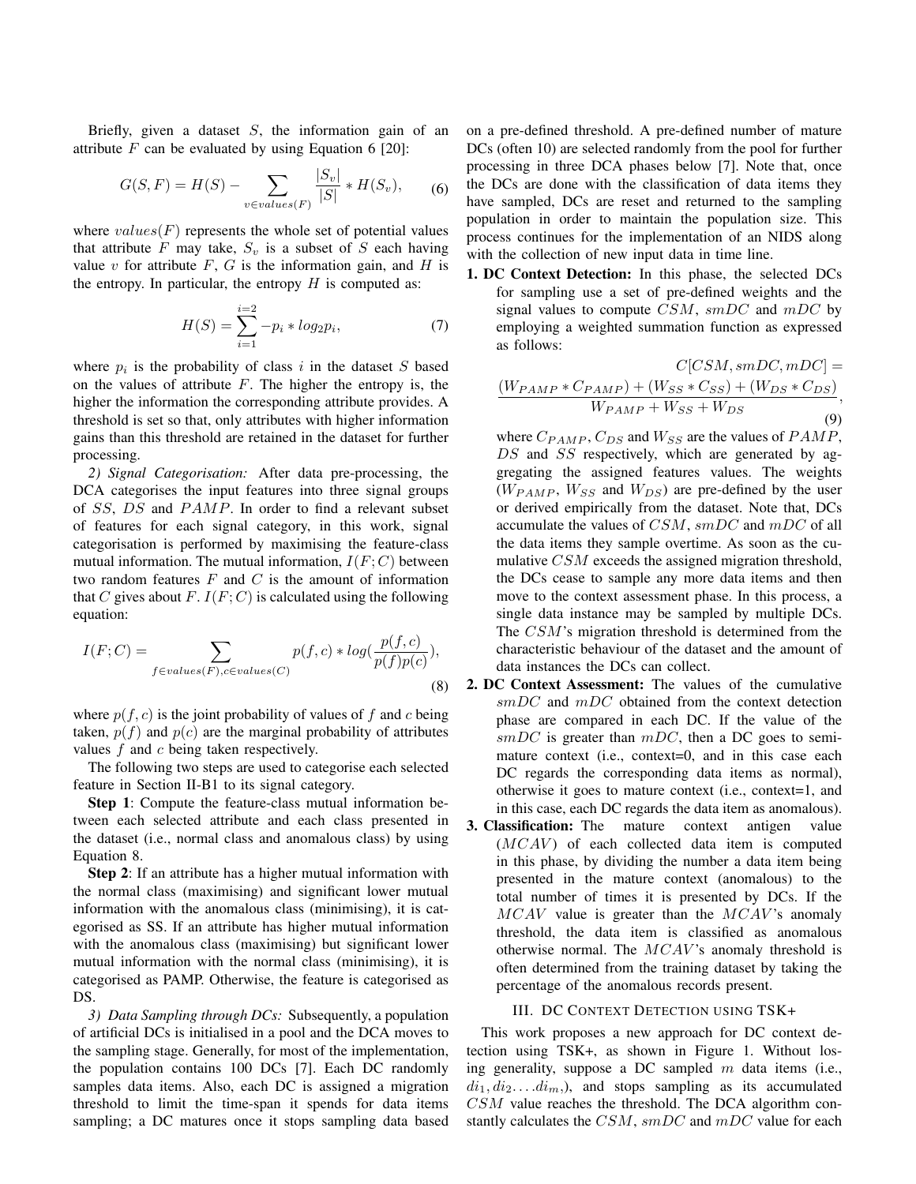Briefly, given a dataset $S$, the information gain of an attribute $F$ can be evaluated by using Equation 6 [20]:

$$G(S,F) = H(S) - \sum_{v \in values(F)} \frac{|S_v|}{|S|} * H(S_v), \tag{6}$$

where $values(F)$ represents the whole set of potential values that attribute $F$ may take, $S_v$ is a subset of $S$ each having value $v$ for attribute $F$, $G$ is the information gain, and $H$ is the entropy. In particular, the entropy $H$ is computed as:

$$H(S) = \sum_{i=1}^{i=2} -p_i * log_2 p_i, \tag{7}$$

where $p_i$ is the probability of class $i$ in the dataset $S$ based on the values of attribute $F$. The higher the entropy is, the higher the information the corresponding attribute provides. A threshold is set so that, only attributes with higher information gains than this threshold are retained in the dataset for further processing.

*2) Signal Categorisation:* After data pre-processing, the DCA categorises the input features into three signal groups of $SS$, $DS$ and $PAMP$. In order to find a relevant subset of features for each signal category, in this work, signal categorisation is performed by maximising the feature-class mutual information. The mutual information, $I(F;C)$ between two random features $F$ and $C$ is the amount of information that $C$ gives about $F$. $I(F;C)$ is calculated using the following equation:

$$I(F;C) = \sum_{f \in values(F), c \in values(C)} p(f,c) * log(\frac{p(f,c)}{p(f)p(c)}), \tag{8}$$

where $p(f,c)$ is the joint probability of values of $f$ and $c$ being taken, $p(f)$ and $p(c)$ are the marginal probability of attributes values $f$ and $c$ being taken respectively.

The following two steps are used to categorise each selected feature in Section II-B1 to its signal category.

**Step 1**: Compute the feature-class mutual information between each selected attribute and each class presented in the dataset (i.e., normal class and anomalous class) by using Equation 8.

**Step 2**: If an attribute has a higher mutual information with the normal class (maximising) and significant lower mutual information with the anomalous class (minimising), it is categorised as SS. If an attribute has higher mutual information with the anomalous class (maximising) but significant lower mutual information with the normal class (minimising), it is categorised as PAMP. Otherwise, the feature is categorised as DS.

*3) Data Sampling through DCs:* Subsequently, a population of artificial DCs is initialised in a pool and the DCA moves to the sampling stage. Generally, for most of the implementation, the population contains 100 DCs [7]. Each DC randomly samples data items. Also, each DC is assigned a migration threshold to limit the time-span it spends for data items sampling; a DC matures once it stops sampling data based on a pre-defined threshold. A pre-defined number of mature DCs (often 10) are selected randomly from the pool for further processing in three DCA phases below [7]. Note that, once the DCs are done with the classification of data items they have sampled, DCs are reset and returned to the sampling population in order to maintain the population size. This process continues for the implementation of an NIDS along with the collection of new input data in time line.

1. **DC Context Detection:** In this phase, the selected DCs for sampling use a set of pre-defined weights and the signal values to compute $CSM$, $smDC$ and $mDC$ by employing a weighted summation function as expressed as follows:

$$C[CSM, smDC, mDC] = \frac{(W_{PAMP} * C_{PAMP}) + (W_{SS} * C_{SS}) + (W_{DS} * C_{DS})}{W_{PAMP} + W_{SS} + W_{DS}}, \tag{9}$$

   where $C_{PAMP}$, $C_{DS}$ and $W_{SS}$ are the values of $PAMP$, $DS$ and $SS$ respectively, which are generated by aggregating the assigned features values. The weights ($W_{PAMP}$, $W_{SS}$ and $W_{DS}$) are pre-defined by the user or derived empirically from the dataset. Note that, DCs accumulate the values of $CSM$, $smDC$ and $mDC$ of all the data items they sample overtime. As soon as the cumulative $CSM$ exceeds the assigned migration threshold, the DCs cease to sample any more data items and then move to the context assessment phase. In this process, a single data instance may be sampled by multiple DCs. The $CSM$'s migration threshold is determined from the characteristic behaviour of the dataset and the amount of data instances the DCs can collect.
2. **DC Context Assessment:** The values of the cumulative $smDC$ and $mDC$ obtained from the context detection phase are compared in each DC. If the value of the $smDC$ is greater than $mDC$, then a DC goes to semi-mature context (i.e., context=0, and in this case each DC regards the corresponding data items as normal), otherwise it goes to mature context (i.e., context=1, and in this case, each DC regards the data item as anomalous).
3. **Classification:** The mature context antigen value ($MCAV$) of each collected data item is computed in this phase, by dividing the number a data item being presented in the mature context (anomalous) to the total number of times it is presented by DCs. If the $MCAV$ value is greater than the $MCAV$'s anomaly threshold, the data item is classified as anomalous otherwise normal. The $MCAV$'s anomaly threshold is often determined from the training dataset by taking the percentage of the anomalous records present.

## III. DC Context Detection using TSK+

This work proposes a new approach for DC context detection using TSK+, as shown in Figure 1. Without losing generality, suppose a DC sampled $m$ data items (i.e., $di_1, di_2 \ldots di_m$,), and stops sampling as its accumulated $CSM$ value reaches the threshold. The DCA algorithm constantly calculates the $CSM$, $smDC$ and $mDC$ value for each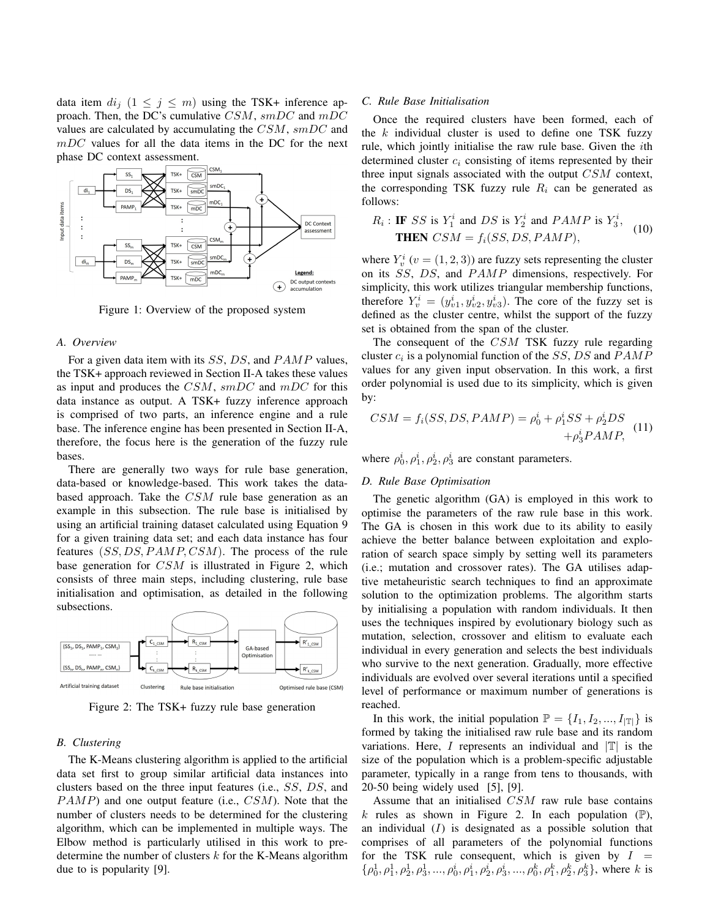data item $di_j$ ($1 \leq j \leq m$) using the TSK+ inference approach. Then, the DC's cumulative $CSM$, $smDC$ and $mDC$ values are calculated by accumulating the $CSM$, $smDC$ and $mDC$ values for all the data items in the DC for the next phase DC context assessment.

Figure 1: Overview of the proposed system

### A. Overview

For a given data item with its $SS$, $DS$, and $PAMP$ values, the TSK+ approach reviewed in Section II-A takes these values as input and produces the $CSM$, $smDC$ and $mDC$ for this data instance as output. A TSK+ fuzzy inference approach is comprised of two parts, an inference engine and a rule base. The inference engine has been presented in Section II-A, therefore, the focus here is the generation of the fuzzy rule bases.

There are generally two ways for rule base generation, data-based or knowledge-based. This work takes the data-based approach. Take the $CSM$ rule base generation as an example in this subsection. The rule base is initialised by using an artificial training dataset calculated using Equation 9 for a given training data set; and each data instance has four features $(SS, DS, PAMP, CSM)$. The process of the rule base generation for $CSM$ is illustrated in Figure 2, which consists of three main steps, including clustering, rule base initialisation and optimisation, as detailed in the following subsections.

Figure 2: The TSK+ fuzzy rule base generation

### B. Clustering

The K-Means clustering algorithm is applied to the artificial data set first to group similar artificial data instances into clusters based on the three input features (i.e., $SS$, $DS$, and $PAMP$) and one output feature (i.e., $CSM$). Note that the number of clusters needs to be determined for the clustering algorithm, which can be implemented in multiple ways. The Elbow method is particularly utilised in this work to pre-determine the number of clusters $k$ for the K-Means algorithm due to is popularity [9].

### C. Rule Base Initialisation

Once the required clusters have been formed, each of the $k$ individual cluster is used to define one TSK fuzzy rule, which jointly initialise the raw rule base. Given the $i$th determined cluster $c_i$ consisting of items represented by their three input signals associated with the output $CSM$ context, the corresponding TSK fuzzy rule $R_i$ can be generated as follows:

$$R_i : \textbf{IF } SS \text{ is } Y_1^i \text{ and } DS \text{ is } Y_2^i \text{ and } PAMP \text{ is } Y_3^i, \\ \textbf{THEN } CSM = f_i(SS, DS, PAMP), \tag{10}$$

where $Y_v^i$ ($v = (1, 2, 3)$) are fuzzy sets representing the cluster on its $SS$, $DS$, and $PAMP$ dimensions, respectively. For simplicity, this work utilizes triangular membership functions, therefore $Y_v^i = (y_{v1}^i, y_{v2}^i, y_{v3}^i)$. The core of the fuzzy set is defined as the cluster centre, whilst the support of the fuzzy set is obtained from the span of the cluster.

The consequent of the $CSM$ TSK fuzzy rule regarding cluster $c_i$ is a polynomial function of the $SS$, $DS$ and $PAMP$ values for any given input observation. In this work, a first order polynomial is used due to its simplicity, which is given by:

$$CSM = f_i(SS, DS, PAMP) = \rho_0^i + \rho_1^i SS + \rho_2^i DS \\ + \rho_3^i PAMP, \tag{11}$$

where $\rho_0^i, \rho_1^i, \rho_2^i, \rho_3^i$ are constant parameters.

### D. Rule Base Optimisation

The genetic algorithm (GA) is employed in this work to optimise the parameters of the raw rule base in this work. The GA is chosen in this work due to its ability to easily achieve the better balance between exploitation and exploration of search space simply by setting well its parameters (i.e.; mutation and crossover rates). The GA utilises adaptive metaheuristic search techniques to find an approximate solution to the optimization problems. The algorithm starts by initialising a population with random individuals. It then uses the techniques inspired by evolutionary biology such as mutation, selection, crossover and elitism to evaluate each individual in every generation and selects the best individuals who survive to the next generation. Gradually, more effective individuals are evolved over several iterations until a specified level of performance or maximum number of generations is reached.

In this work, the initial population $\mathbb{P} = \{I_1, I_2, ..., I_{|\mathbb{T}|}\}$ is formed by taking the initialised raw rule base and its random variations. Here, $I$ represents an individual and $|\mathbb{T}|$ is the size of the population which is a problem-specific adjustable parameter, typically in a range from tens to thousands, with 20-50 being widely used [5], [9].

Assume that an initialised $CSM$ raw rule base contains $k$ rules as shown in Figure 2. In each population ($\mathbb{P}$), an individual ($I$) is designated as a possible solution that comprises of all parameters of the polynomial functions for the TSK rule consequent, which is given by $I = \{\rho_0^1, \rho_1^1, \rho_2^1, \rho_3^1, ..., \rho_0^i, \rho_1^i, \rho_2^i, \rho_3^i, ..., \rho_0^k, \rho_1^k, \rho_2^k, \rho_3^k\}$, where $k$ is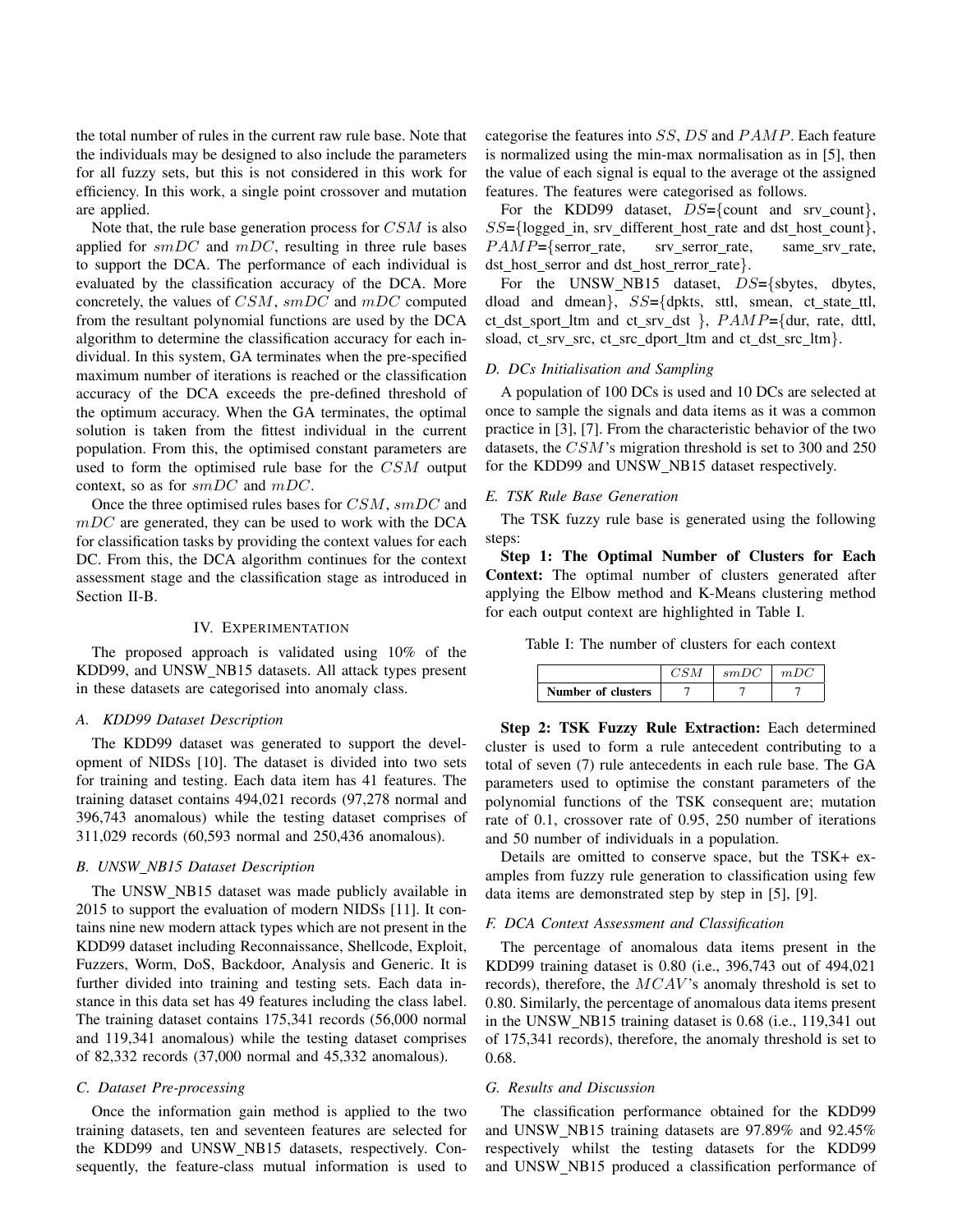the total number of rules in the current raw rule base. Note that the individuals may be designed to also include the parameters for all fuzzy sets, but this is not considered in this work for efficiency. In this work, a single point crossover and mutation are applied.

Note that, the rule base generation process for $CSM$ is also applied for $smDC$ and $mDC$, resulting in three rule bases to support the DCA. The performance of each individual is evaluated by the classification accuracy of the DCA. More concretely, the values of $CSM$, $smDC$ and $mDC$ computed from the resultant polynomial functions are used by the DCA algorithm to determine the classification accuracy for each individual. In this system, GA terminates when the pre-specified maximum number of iterations is reached or the classification accuracy of the DCA exceeds the pre-defined threshold of the optimum accuracy. When the GA terminates, the optimal solution is taken from the fittest individual in the current population. From this, the optimised constant parameters are used to form the optimised rule base for the $CSM$ output context, so as for $smDC$ and $mDC$.

Once the three optimised rules bases for $CSM$, $smDC$ and $mDC$ are generated, they can be used to work with the DCA for classification tasks by providing the context values for each DC. From this, the DCA algorithm continues for the context assessment stage and the classification stage as introduced in Section II-B.

## IV. Experimentation

The proposed approach is validated using 10% of the KDD99, and UNSW_NB15 datasets. All attack types present in these datasets are categorised into anomaly class.

### A. KDD99 Dataset Description

The KDD99 dataset was generated to support the development of NIDSs [10]. The dataset is divided into two sets for training and testing. Each data item has 41 features. The training dataset contains 494,021 records (97,278 normal and 396,743 anomalous) while the testing dataset comprises of 311,029 records (60,593 normal and 250,436 anomalous).

### B. UNSW_NB15 Dataset Description

The UNSW_NB15 dataset was made publicly available in 2015 to support the evaluation of modern NIDSs [11]. It contains nine new modern attack types which are not present in the KDD99 dataset including Reconnaissance, Shellcode, Exploit, Fuzzers, Worm, DoS, Backdoor, Analysis and Generic. It is further divided into training and testing sets. Each data instance in this data set has 49 features including the class label. The training dataset contains 175,341 records (56,000 normal and 119,341 anomalous) while the testing dataset comprises of 82,332 records (37,000 normal and 45,332 anomalous).

### C. Dataset Pre-processing

Once the information gain method is applied to the two training datasets, ten and seventeen features are selected for the KDD99 and UNSW_NB15 datasets, respectively. Consequently, the feature-class mutual information is used to categorise the features into $SS$, $DS$ and $PAMP$. Each feature is normalized using the min-max normalisation as in [5], then the value of each signal is equal to the average ot the assigned features. The features were categorised as follows.

For the KDD99 dataset, $DS$={count and srv_count}, $SS$={logged_in, srv_different_host_rate and dst_host_count}, $PAMP$={serror_rate, srv_serror_rate, same_srv_rate, dst_host_serror and dst_host_rerror_rate}.

For the UNSW_NB15 dataset, $DS$={sbytes, dbytes, dload and dmean}, $SS$={dpkts, sttl, smean, ct_state_ttl, ct_dst_sport_ltm and ct_srv_dst }, $PAMP$={dur, rate, dttl, sload, ct_srv_src, ct_src_dport_ltm and ct_dst_src_ltm}.

### D. DCs Initialisation and Sampling

A population of 100 DCs is used and 10 DCs are selected at once to sample the signals and data items as it was a common practice in [3], [7]. From the characteristic behavior of the two datasets, the $CSM$'s migration threshold is set to 300 and 250 for the KDD99 and UNSW_NB15 dataset respectively.

### E. TSK Rule Base Generation

The TSK fuzzy rule base is generated using the following steps:

**Step 1: The Optimal Number of Clusters for Each Context:** The optimal number of clusters generated after applying the Elbow method and K-Means clustering method for each output context are highlighted in Table I.

Table I: The number of clusters for each context

| | $CSM$ | $smDC$ | $mDC$ |
|---|---|---|---|
| **Number of clusters** | 7 | 7 | 7 |

**Step 2: TSK Fuzzy Rule Extraction:** Each determined cluster is used to form a rule antecedent contributing to a total of seven (7) rule antecedents in each rule base. The GA parameters used to optimise the constant parameters of the polynomial functions of the TSK consequent are; mutation rate of 0.1, crossover rate of 0.95, 250 number of iterations and 50 number of individuals in a population.

Details are omitted to conserve space, but the TSK+ examples from fuzzy rule generation to classification using few data items are demonstrated step by step in [5], [9].

### F. DCA Context Assessment and Classification

The percentage of anomalous data items present in the KDD99 training dataset is 0.80 (i.e., 396,743 out of 494,021 records), therefore, the $MCAV$'s anomaly threshold is set to 0.80. Similarly, the percentage of anomalous data items present in the UNSW_NB15 training dataset is 0.68 (i.e., 119,341 out of 175,341 records), therefore, the anomaly threshold is set to 0.68.

### G. Results and Discussion

The classification performance obtained for the KDD99 and UNSW_NB15 training datasets are 97.89% and 92.45% respectively whilst the testing datasets for the KDD99 and UNSW_NB15 produced a classification performance of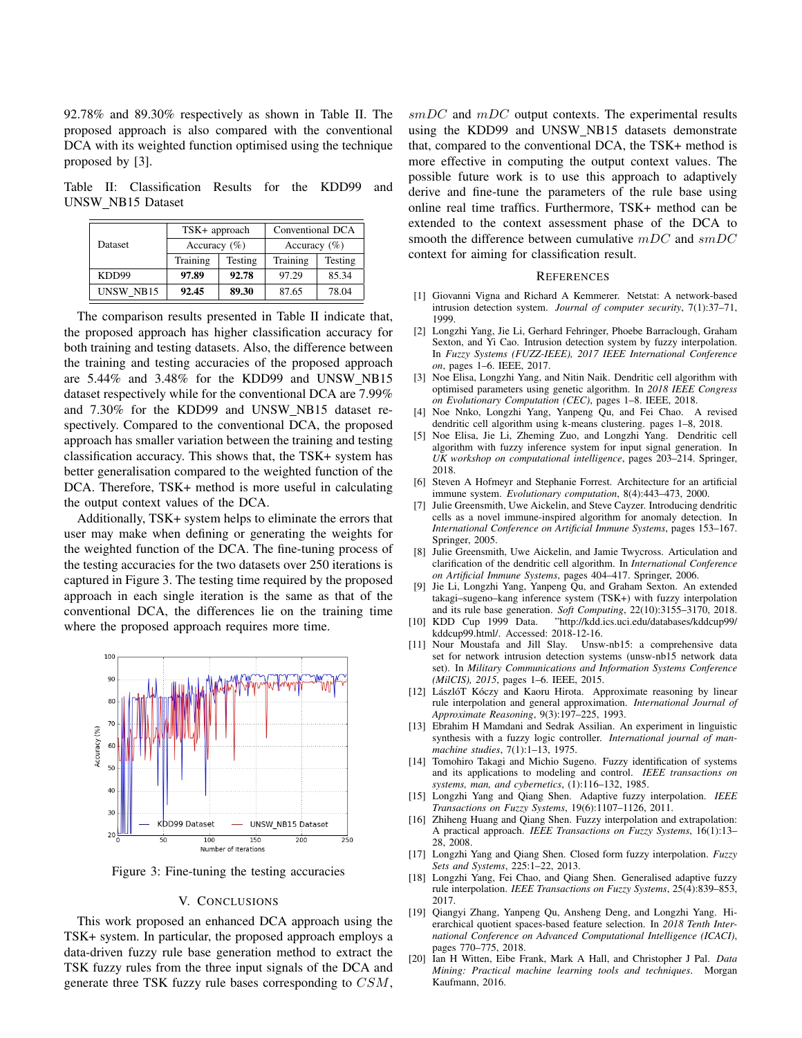92.78% and 89.30% respectively as shown in Table II. The proposed approach is also compared with the conventional DCA with its weighted function optimised using the technique proposed by [3].

Table II: Classification Results for the KDD99 and UNSW_NB15 Dataset

| Dataset | TSK+ approach Accuracy (%) | | Conventional DCA Accuracy (%) | |
|---|---|---|---|---|
| | Training | Testing | Training | Testing |
| KDD99 | **97.89** | **92.78** | 97.29 | 85.34 |
| UNSW_NB15 | **92.45** | **89.30** | 87.65 | 78.04 |

The comparison results presented in Table II indicate that, the proposed approach has higher classification accuracy for both training and testing datasets. Also, the difference between the training and testing accuracies of the proposed approach are 5.44% and 3.48% for the KDD99 and UNSW_NB15 dataset respectively while for the conventional DCA are 7.99% and 7.30% for the KDD99 and UNSW_NB15 dataset respectively. Compared to the conventional DCA, the proposed approach has smaller variation between the training and testing classification accuracy. This shows that, the TSK+ system has better generalisation compared to the weighted function of the DCA. Therefore, TSK+ method is more useful in calculating the output context values of the DCA.

Additionally, TSK+ system helps to eliminate the errors that user may make when defining or generating the weights for the weighted function of the DCA. The fine-tuning process of the testing accuracies for the two datasets over 250 iterations is captured in Figure 3. The testing time required by the proposed approach in each single iteration is the same as that of the conventional DCA, the differences lie on the training time where the proposed approach requires more time.

Accuracy (%)
100
90
80
70
60
50
40
30
20
0
50
100
150
200
250
Number of Iterations
KDD99 Dataset
UNSW_NB15 Dataset

Figure 3: Fine-tuning the testing accuracies

## V. Conclusions

This work proposed an enhanced DCA approach using the TSK+ system. In particular, the proposed approach employs a data-driven fuzzy rule base generation method to extract the TSK fuzzy rules from the three input signals of the DCA and generate three TSK fuzzy rule bases corresponding to $CSM$, $smDC$ and $mDC$ output contexts. The experimental results using the KDD99 and UNSW_NB15 datasets demonstrate that, compared to the conventional DCA, the TSK+ method is more effective in computing the output context values. The possible future work is to use this approach to adaptively derive and fine-tune the parameters of the rule base using online real time traffics. Furthermore, TSK+ method can be extended to the context assessment phase of the DCA to smooth the difference between cumulative $mDC$ and $smDC$ context for aiming for classification result.

## References

[1] Giovanni Vigna and Richard A Kemmerer. Netstat: A network-based intrusion detection system. *Journal of computer security*, 7(1):37–71, 1999.

[2] Longzhi Yang, Jie Li, Gerhard Fehringer, Phoebe Barraclough, Graham Sexton, and Yi Cao. Intrusion detection system by fuzzy interpolation. In *Fuzzy Systems (FUZZ-IEEE), 2017 IEEE International Conference on*, pages 1–6. IEEE, 2017.

[3] Noe Elisa, Longzhi Yang, and Nitin Naik. Dendritic cell algorithm with optimised parameters using genetic algorithm. In *2018 IEEE Congress on Evolutionary Computation (CEC)*, pages 1–8. IEEE, 2018.

[4] Noe Nnko, Longzhi Yang, Yanpeng Qu, and Fei Chao. A revised dendritic cell algorithm using k-means clustering. pages 1–8, 2018.

[5] Noe Elisa, Jie Li, Zheming Zuo, and Longzhi Yang. Dendritic cell algorithm with fuzzy inference system for input signal generation. In *UK workshop on computational intelligence*, pages 203–214. Springer, 2018.

[6] Steven A Hofmeyr and Stephanie Forrest. Architecture for an artificial immune system. *Evolutionary computation*, 8(4):443–473, 2000.

[7] Julie Greensmith, Uwe Aickelin, and Steve Cayzer. Introducing dendritic cells as a novel immune-inspired algorithm for anomaly detection. In *International Conference on Artificial Immune Systems*, pages 153–167. Springer, 2005.

[8] Julie Greensmith, Uwe Aickelin, and Jamie Twycross. Articulation and clarification of the dendritic cell algorithm. In *International Conference on Artificial Immune Systems*, pages 404–417. Springer, 2006.

[9] Jie Li, Longzhi Yang, Yanpeng Qu, and Graham Sexton. An extended takagi–sugeno–kang inference system (TSK+) with fuzzy interpolation and its rule base generation. *Soft Computing*, 22(10):3155–3170, 2018.

[10] KDD Cup 1999 Data. "http://kdd.ics.uci.edu/databases/kddcup99/kddcup99.html/. Accessed: 2018-12-16.

[11] Nour Moustafa and Jill Slay. Unsw-nb15: a comprehensive data set for network intrusion detection systems (unsw-nb15 network data set). In *Military Communications and Information Systems Conference (MilCIS), 2015*, pages 1–6. IEEE, 2015.

[12] LászlóT Kóczy and Kaoru Hirota. Approximate reasoning by linear rule interpolation and general approximation. *International Journal of Approximate Reasoning*, 9(3):197–225, 1993.

[13] Ebrahim H Mamdani and Sedrak Assilian. An experiment in linguistic synthesis with a fuzzy logic controller. *International journal of man-machine studies*, 7(1):1–13, 1975.

[14] Tomohiro Takagi and Michio Sugeno. Fuzzy identification of systems and its applications to modeling and control. *IEEE transactions on systems, man, and cybernetics*, (1):116–132, 1985.

[15] Longzhi Yang and Qiang Shen. Adaptive fuzzy interpolation. *IEEE Transactions on Fuzzy Systems*, 19(6):1107–1126, 2011.

[16] Zhiheng Huang and Qiang Shen. Fuzzy interpolation and extrapolation: A practical approach. *IEEE Transactions on Fuzzy Systems*, 16(1):13–28, 2008.

[17] Longzhi Yang and Qiang Shen. Closed form fuzzy interpolation. *Fuzzy Sets and Systems*, 225:1–22, 2013.

[18] Longzhi Yang, Fei Chao, and Qiang Shen. Generalised adaptive fuzzy rule interpolation. *IEEE Transactions on Fuzzy Systems*, 25(4):839–853, 2017.

[19] Qiangyi Zhang, Yanpeng Qu, Ansheng Deng, and Longzhi Yang. Hierarchical quotient spaces-based feature selection. In *2018 Tenth International Conference on Advanced Computational Intelligence (ICACI)*, pages 770–775, 2018.

[20] Ian H Witten, Eibe Frank, Mark A Hall, and Christopher J Pal. *Data Mining: Practical machine learning tools and techniques*. Morgan Kaufmann, 2016.